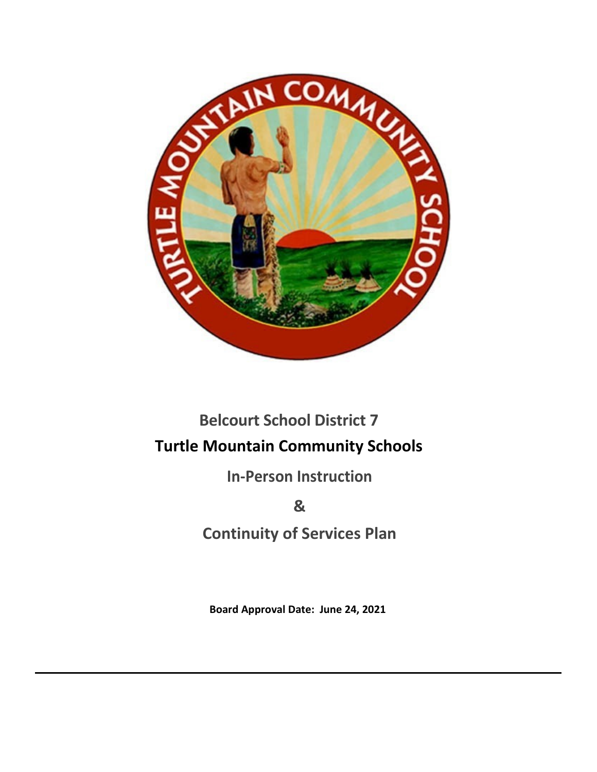# Belcourt School District 7

# Turtle Mountain Community Schools

## In-Person Instruction

## &

## Continuity of Services Plan

**Board Approval Date: June 24, 2021**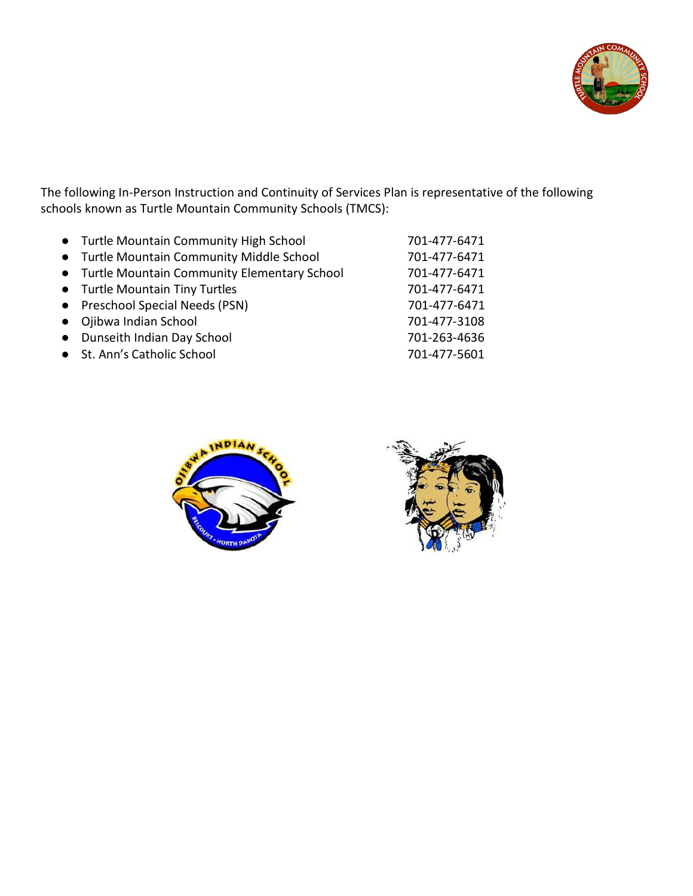The following In-Person Instruction and Continuity of Services Plan is representative of the following schools known as Turtle Mountain Community Schools (TMCS):

| School | Phone |
| --- | --- |
| Turtle Mountain Community High School | 701-477-6471 |
| Turtle Mountain Community Middle School | 701-477-6471 |
| Turtle Mountain Community Elementary School | 701-477-6471 |
| Turtle Mountain Tiny Turtles | 701-477-6471 |
| Preschool Special Needs (PSN) | 701-477-6471 |
| Ojibwa Indian School | 701-477-3108 |
| Dunseith Indian Day School | 701-263-4636 |
| St. Ann's Catholic School | 701-477-5601 |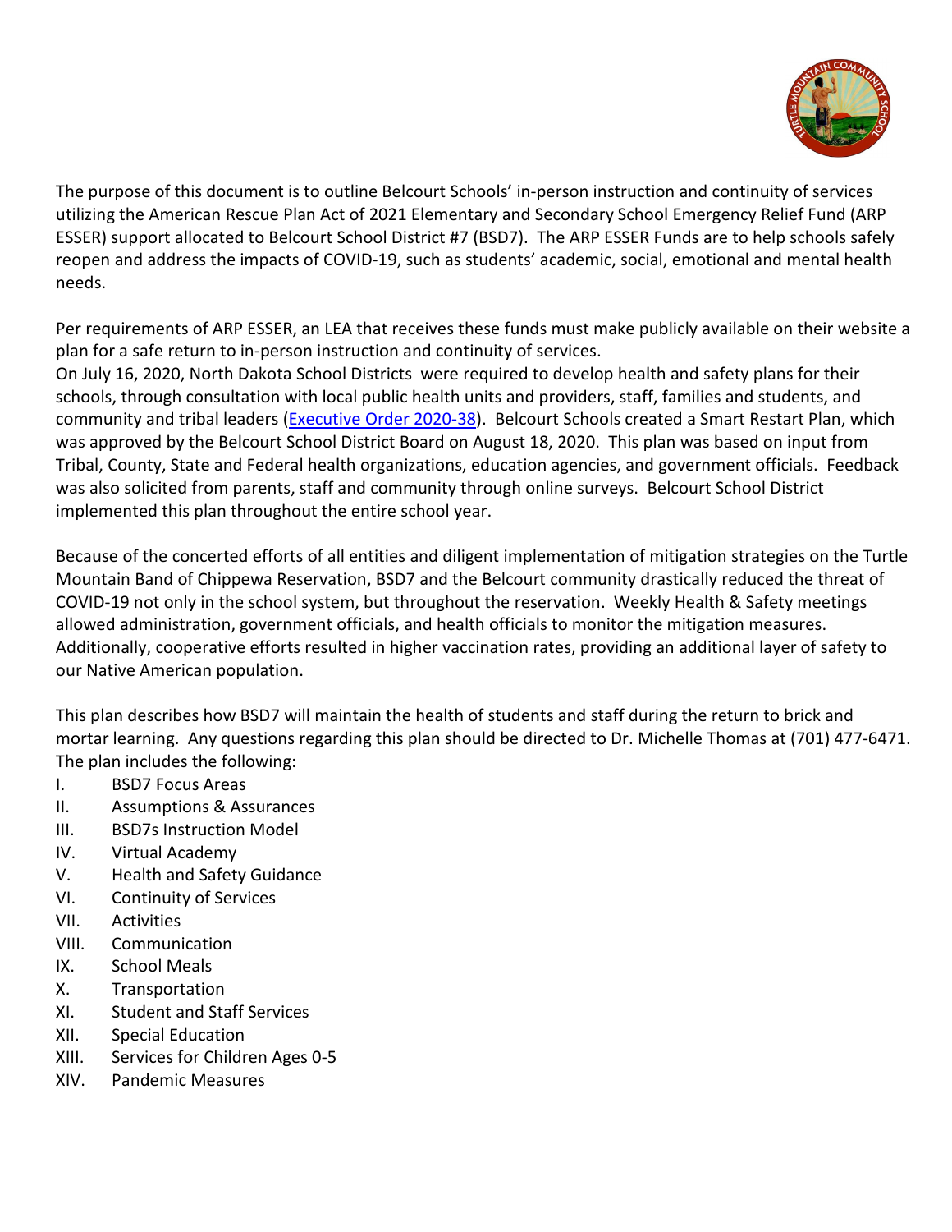The purpose of this document is to outline Belcourt Schools' in-person instruction and continuity of services utilizing the American Rescue Plan Act of 2021 Elementary and Secondary School Emergency Relief Fund (ARP ESSER) support allocated to Belcourt School District #7 (BSD7). The ARP ESSER Funds are to help schools safely reopen and address the impacts of COVID-19, such as students' academic, social, emotional and mental health needs.

Per requirements of ARP ESSER, an LEA that receives these funds must make publicly available on their website a plan for a safe return to in-person instruction and continuity of services.

On July 16, 2020, North Dakota School Districts were required to develop health and safety plans for their schools, through consultation with local public health units and providers, staff, families and students, and community and tribal leaders (Executive Order 2020-38). Belcourt Schools created a Smart Restart Plan, which was approved by the Belcourt School District Board on August 18, 2020. This plan was based on input from Tribal, County, State and Federal health organizations, education agencies, and government officials. Feedback was also solicited from parents, staff and community through online surveys. Belcourt School District implemented this plan throughout the entire school year.

Because of the concerted efforts of all entities and diligent implementation of mitigation strategies on the Turtle Mountain Band of Chippewa Reservation, BSD7 and the Belcourt community drastically reduced the threat of COVID-19 not only in the school system, but throughout the reservation. Weekly Health & Safety meetings allowed administration, government officials, and health officials to monitor the mitigation measures. Additionally, cooperative efforts resulted in higher vaccination rates, providing an additional layer of safety to our Native American population.

This plan describes how BSD7 will maintain the health of students and staff during the return to brick and mortar learning. Any questions regarding this plan should be directed to Dr. Michelle Thomas at (701) 477-6471. The plan includes the following:

- I. BSD7 Focus Areas
- II. Assumptions & Assurances
- III. BSD7s Instruction Model
- IV. Virtual Academy
- V. Health and Safety Guidance
- VI. Continuity of Services
- VII. Activities
- VIII. Communication
- IX. School Meals
- X. Transportation
- XI. Student and Staff Services
- XII. Special Education
- XIII. Services for Children Ages 0-5
- XIV. Pandemic Measures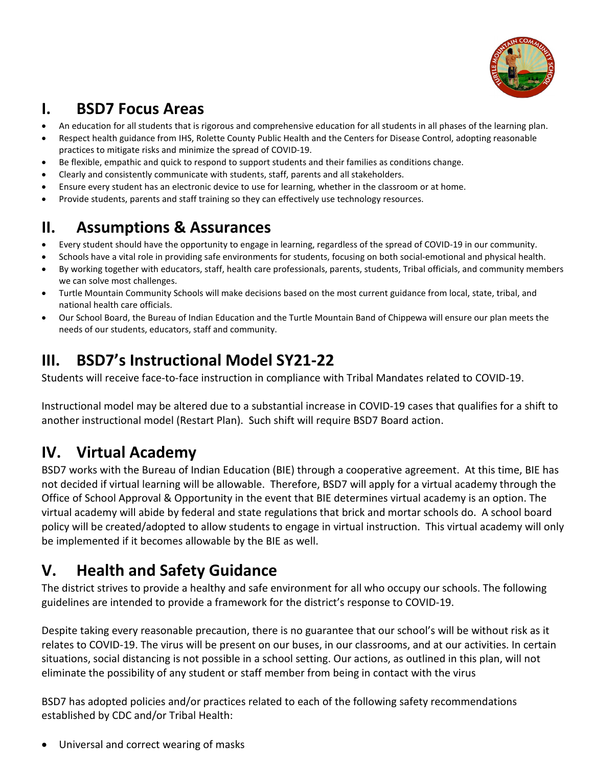## I. BSD7 Focus Areas

- An education for all students that is rigorous and comprehensive education for all students in all phases of the learning plan.
- Respect health guidance from IHS, Rolette County Public Health and the Centers for Disease Control, adopting reasonable practices to mitigate risks and minimize the spread of COVID-19.
- Be flexible, empathic and quick to respond to support students and their families as conditions change.
- Clearly and consistently communicate with students, staff, parents and all stakeholders.
- Ensure every student has an electronic device to use for learning, whether in the classroom or at home.
- Provide students, parents and staff training so they can effectively use technology resources.

## II. Assumptions & Assurances

- Every student should have the opportunity to engage in learning, regardless of the spread of COVID-19 in our community.
- Schools have a vital role in providing safe environments for students, focusing on both social-emotional and physical health.
- By working together with educators, staff, health care professionals, parents, students, Tribal officials, and community members we can solve most challenges.
- Turtle Mountain Community Schools will make decisions based on the most current guidance from local, state, tribal, and national health care officials.
- Our School Board, the Bureau of Indian Education and the Turtle Mountain Band of Chippewa will ensure our plan meets the needs of our students, educators, staff and community.

## III. BSD7's Instructional Model SY21-22

Students will receive face-to-face instruction in compliance with Tribal Mandates related to COVID-19.

Instructional model may be altered due to a substantial increase in COVID-19 cases that qualifies for a shift to another instructional model (Restart Plan). Such shift will require BSD7 Board action.

## IV. Virtual Academy

BSD7 works with the Bureau of Indian Education (BIE) through a cooperative agreement. At this time, BIE has not decided if virtual learning will be allowable. Therefore, BSD7 will apply for a virtual academy through the Office of School Approval & Opportunity in the event that BIE determines virtual academy is an option. The virtual academy will abide by federal and state regulations that brick and mortar schools do. A school board policy will be created/adopted to allow students to engage in virtual instruction. This virtual academy will only be implemented if it becomes allowable by the BIE as well.

## V. Health and Safety Guidance

The district strives to provide a healthy and safe environment for all who occupy our schools. The following guidelines are intended to provide a framework for the district's response to COVID-19.

Despite taking every reasonable precaution, there is no guarantee that our school's will be without risk as it relates to COVID-19. The virus will be present on our buses, in our classrooms, and at our activities. In certain situations, social distancing is not possible in a school setting. Our actions, as outlined in this plan, will not eliminate the possibility of any student or staff member from being in contact with the virus

BSD7 has adopted policies and/or practices related to each of the following safety recommendations established by CDC and/or Tribal Health:

- Universal and correct wearing of masks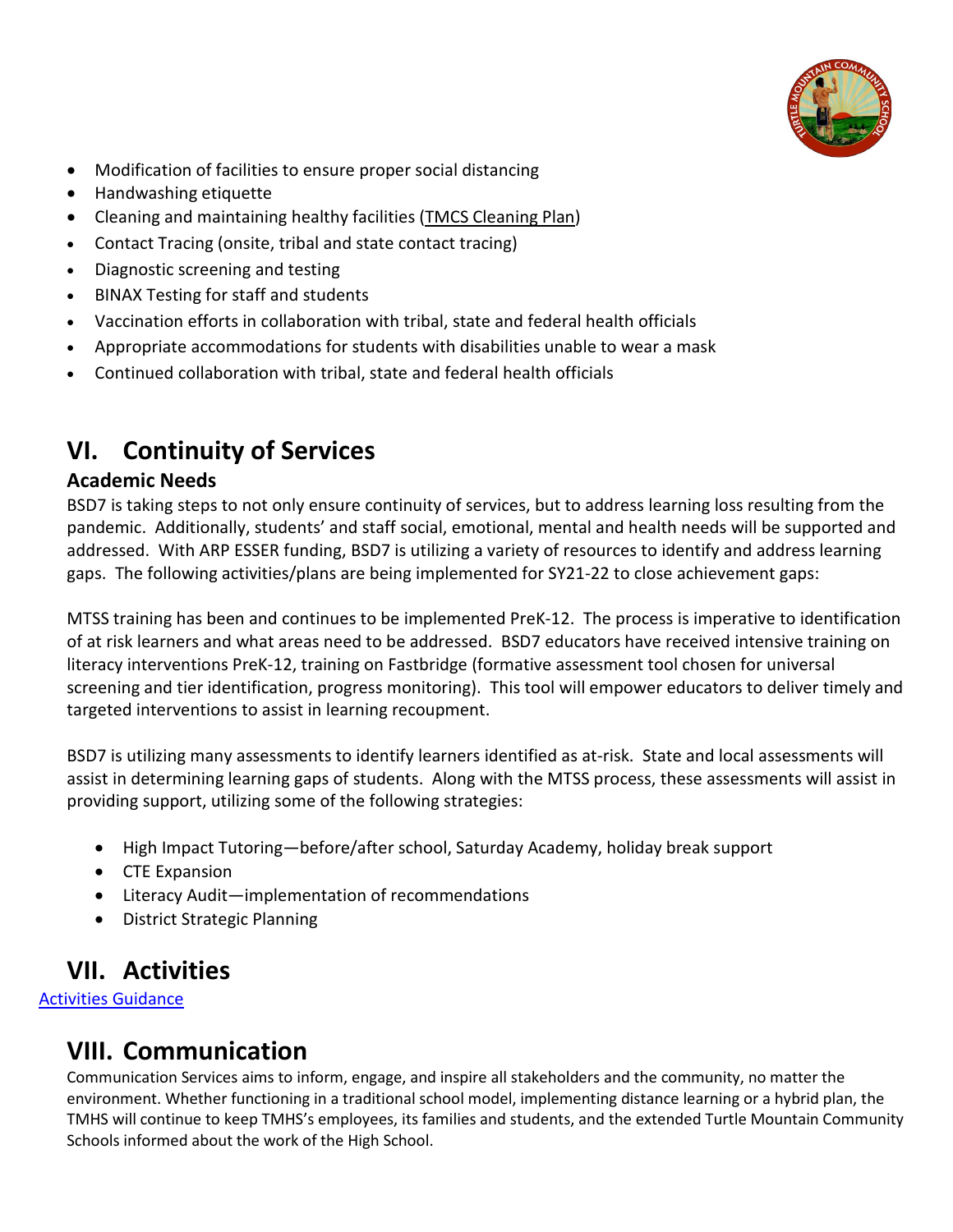- Modification of facilities to ensure proper social distancing
- Handwashing etiquette
- Cleaning and maintaining healthy facilities (TMCS Cleaning Plan)
- Contact Tracing (onsite, tribal and state contact tracing)
- Diagnostic screening and testing
- BINAX Testing for staff and students
- Vaccination efforts in collaboration with tribal, state and federal health officials
- Appropriate accommodations for students with disabilities unable to wear a mask
- Continued collaboration with tribal, state and federal health officials

# VI. Continuity of Services

## Academic Needs

BSD7 is taking steps to not only ensure continuity of services, but to address learning loss resulting from the pandemic. Additionally, students' and staff social, emotional, mental and health needs will be supported and addressed. With ARP ESSER funding, BSD7 is utilizing a variety of resources to identify and address learning gaps. The following activities/plans are being implemented for SY21-22 to close achievement gaps:

MTSS training has been and continues to be implemented PreK-12. The process is imperative to identification of at risk learners and what areas need to be addressed. BSD7 educators have received intensive training on literacy interventions PreK-12, training on Fastbridge (formative assessment tool chosen for universal screening and tier identification, progress monitoring). This tool will empower educators to deliver timely and targeted interventions to assist in learning recoupment.

BSD7 is utilizing many assessments to identify learners identified as at-risk. State and local assessments will assist in determining learning gaps of students. Along with the MTSS process, these assessments will assist in providing support, utilizing some of the following strategies:

- High Impact Tutoring—before/after school, Saturday Academy, holiday break support
- CTE Expansion
- Literacy Audit—implementation of recommendations
- District Strategic Planning

# VII. Activities

Activities Guidance

# VIII. Communication

Communication Services aims to inform, engage, and inspire all stakeholders and the community, no matter the environment. Whether functioning in a traditional school model, implementing distance learning or a hybrid plan, the TMHS will continue to keep TMHS's employees, its families and students, and the extended Turtle Mountain Community Schools informed about the work of the High School.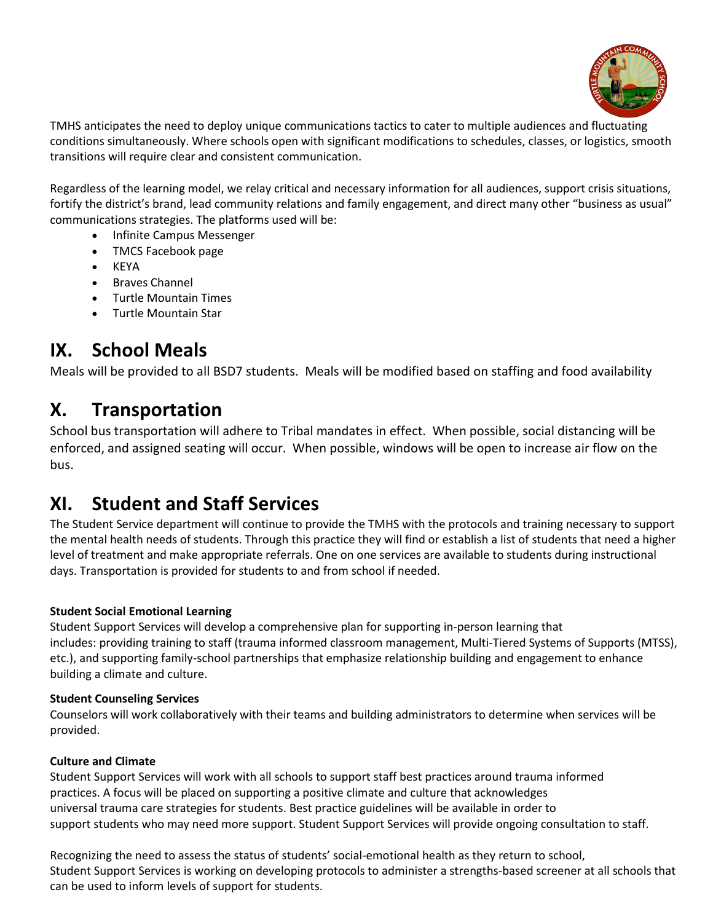TMHS anticipates the need to deploy unique communications tactics to cater to multiple audiences and fluctuating conditions simultaneously. Where schools open with significant modifications to schedules, classes, or logistics, smooth transitions will require clear and consistent communication.

Regardless of the learning model, we relay critical and necessary information for all audiences, support crisis situations, fortify the district's brand, lead community relations and family engagement, and direct many other "business as usual" communications strategies. The platforms used will be:

- Infinite Campus Messenger
- TMCS Facebook page
- KEYA
- Braves Channel
- Turtle Mountain Times
- Turtle Mountain Star

# IX. School Meals

Meals will be provided to all BSD7 students. Meals will be modified based on staffing and food availability

# X. Transportation

School bus transportation will adhere to Tribal mandates in effect. When possible, social distancing will be enforced, and assigned seating will occur. When possible, windows will be open to increase air flow on the bus.

# XI. Student and Staff Services

The Student Service department will continue to provide the TMHS with the protocols and training necessary to support the mental health needs of students. Through this practice they will find or establish a list of students that need a higher level of treatment and make appropriate referrals. One on one services are available to students during instructional days. Transportation is provided for students to and from school if needed.

**Student Social Emotional Learning**

Student Support Services will develop a comprehensive plan for supporting in-person learning that includes: providing training to staff (trauma informed classroom management, Multi-Tiered Systems of Supports (MTSS), etc.), and supporting family-school partnerships that emphasize relationship building and engagement to enhance building a climate and culture.

**Student Counseling Services**

Counselors will work collaboratively with their teams and building administrators to determine when services will be provided.

**Culture and Climate**

Student Support Services will work with all schools to support staff best practices around trauma informed practices. A focus will be placed on supporting a positive climate and culture that acknowledges universal trauma care strategies for students. Best practice guidelines will be available in order to support students who may need more support. Student Support Services will provide ongoing consultation to staff.

Recognizing the need to assess the status of students' social-emotional health as they return to school, Student Support Services is working on developing protocols to administer a strengths-based screener at all schools that can be used to inform levels of support for students.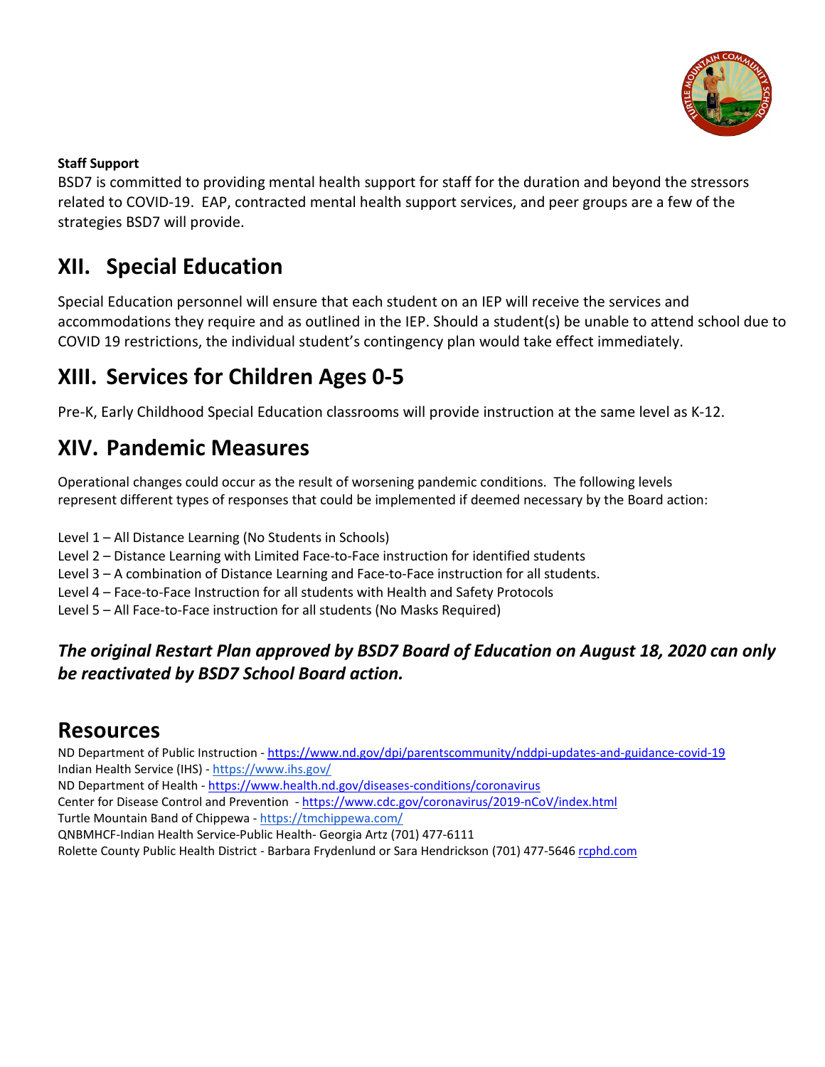**Staff Support**

BSD7 is committed to providing mental health support for staff for the duration and beyond the stressors related to COVID-19. EAP, contracted mental health support services, and peer groups are a few of the strategies BSD7 will provide.

## XII. Special Education

Special Education personnel will ensure that each student on an IEP will receive the services and accommodations they require and as outlined in the IEP. Should a student(s) be unable to attend school due to COVID 19 restrictions, the individual student's contingency plan would take effect immediately.

## XIII. Services for Children Ages 0-5

Pre-K, Early Childhood Special Education classrooms will provide instruction at the same level as K-12.

## XIV. Pandemic Measures

Operational changes could occur as the result of worsening pandemic conditions. The following levels represent different types of responses that could be implemented if deemed necessary by the Board action:

Level 1 – All Distance Learning (No Students in Schools)
Level 2 – Distance Learning with Limited Face-to-Face instruction for identified students
Level 3 – A combination of Distance Learning and Face-to-Face instruction for all students.
Level 4 – Face-to-Face Instruction for all students with Health and Safety Protocols
Level 5 – All Face-to-Face instruction for all students (No Masks Required)

***The original Restart Plan approved by BSD7 Board of Education on August 18, 2020 can only be reactivated by BSD7 School Board action.***

## Resources

ND Department of Public Instruction - https://www.nd.gov/dpi/parentscommunity/nddpi-updates-and-guidance-covid-19
Indian Health Service (IHS) - https://www.ihs.gov/
ND Department of Health - https://www.health.nd.gov/diseases-conditions/coronavirus
Center for Disease Control and Prevention - https://www.cdc.gov/coronavirus/2019-nCoV/index.html
Turtle Mountain Band of Chippewa - https://tmchippewa.com/
QNBMHCF-Indian Health Service-Public Health- Georgia Artz (701) 477-6111
Rolette County Public Health District - Barbara Frydenlund or Sara Hendrickson (701) 477-5646 rcphd.com